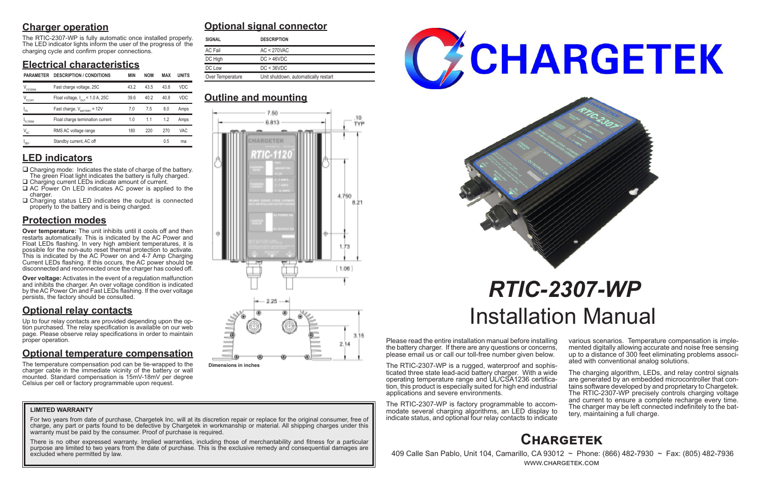## Charger operation

The RTIC-2307-WP is fully automatic once installed properly. The LED indicator lights inform the user of the progress of the charging cycle and confirm proper connections.

## Electrical characteristics

| PARAMETER | DESCRIPTION / CONDITIONS | MIN | NOM | MAX | UNITS |
|---|---|---|---|---|---|
| $V_{FSTERM}$ | Fast charge voltage, 25C | 43.2 | 43.5 | 43.8 | VDC |
| $V_{FLOAT}$ | Float voltage, $I_{OUT}$ < 1.0 A, 25C | 39.6 | 40.2 | 40.8 | VDC |
| $I_{FS}$ | Fast charge, $V_{BATTERY}$ = 12V | 7.0 | 7.5 | 8.0 | Amps |
| $I_{FLTERM}$ | Float charge termination current | 1.0 | 1.1 | 1.2 | Amps |
| $V_{AC}$ | RMS AC voltage range | 180 | 220 | 270 | VAC |
| $I_{SBY}$ | Standby current, AC off | | | 0.5 | ma |

## LED indicators

- Charging mode: Indicates the state of charge of the battery. The green Float light indicates the battery is fully charged.
- Charging current LEDs indicate amount of current.
- AC Power On LED indicates AC power is applied to the charger.
- Charging status LED indicates the output is connected properly to the battery and is being charged.

## Protection modes

**Over temperature:** The unit inhibits until it cools off and then restarts automatically. This is indicated by the AC Power and Float LEDs flashing. In very high ambient temperatures, it is possible for the non-auto reset thermal protection to activate. This is indicated by the AC Power on and 4-7 Amp Charging Current LEDs flashing. If this occurs, the AC power should be disconnected and reconnected once the charger has cooled off.

**Over voltage:** Activates in the event of a regulation malfunction and inhibits the charger. An over voltage condition is indicated by the AC Power On and Fast LEDs flashing. If the over voltage persists, the factory should be consulted.

## Optional relay contacts

Up to four relay contacts are provided depending upon the option purchased. The relay specification is available on our web page. Please observe relay specifications in order to maintain proper operation.

## Optional temperature compensation

The temperature compensation pod can be tie-wrapped to the charger cable in the immediate vicinity of the battery or wall mounted. Standard compensation is 15mV-18mV per degree Celsius per cell or factory programmable upon request.

## Optional signal connector

| SIGNAL | DESCRIPTION |
|---|---|
| AC Fail | AC < 270VAC |
| DC High | DC > 46VDC |
| DC Low | DC < 36VDC |
| Over Temperature | Unit shutdown, automatically restart |

## Outline and mounting

Dimensions in inches

**LIMITED WARRANTY**

For two years from date of purchase, Chargetek Inc. will at its discretion repair or replace for the original consumer, free of charge, any part or parts found to be defective by Chargetek in workmanship or material. All shipping charges under this warranty must be paid by the consumer. Proof of purchase is required.

There is no other expressed warranty. Implied warranties, including those of merchantability and fitness for a particular purpose are limited to two years from the date of purchase. This is the exclusive remedy and consequential damages are excluded where permitted by law.

# CHARGETEK

# *RTIC-2307-WP*
# Installation Manual

Please read the entire installation manual before installing the battery charger. If there are any questions or concerns, please email us or call our toll-free number given below.

The RTIC-2307-WP is a rugged, waterproof and sophisticated three state lead-acid battery charger. With a wide operating temperature range and UL/CSA1236 certification, this product is especially suited for high end industrial applications and severe environments.

The RTIC-2307-WP is factory programmable to accommodate several charging algorithms, an LED display to indicate status, and optional four relay contacts to indicate various scenarios. Temperature compensation is implemented digitally allowing accurate and noise free sensing up to a distance of 300 feet eliminating problems associated with conventional analog solutions.

The charging algorithm, LEDs, and relay control signals are generated by an embedded microcontroller that contains software developed by and proprietary to Chargetek. The RTIC-2307-WP precisely controls charging voltage and current to ensure a complete recharge every time. The charger may be left connected indefinitely to the battery, maintaining a full charge.

## Chargetek

409 Calle San Pablo, Unit 104, Camarillo, CA 93012 ~ Phone: (866) 482-7930 ~ Fax: (805) 482-7936
WWW.CHARGETEK.COM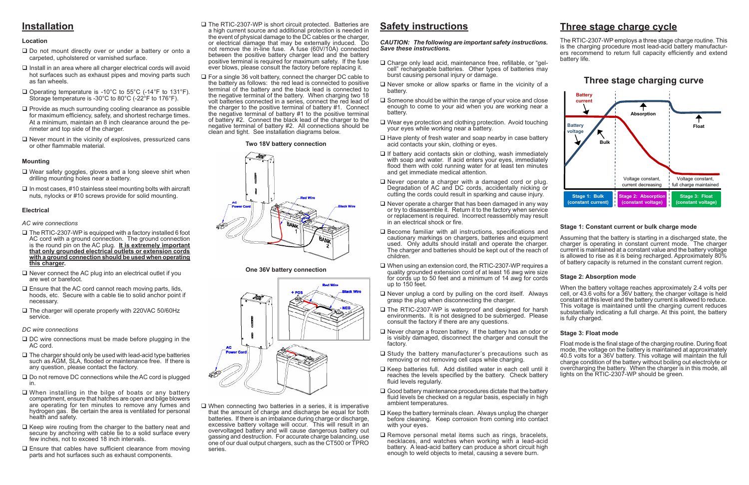## Installation

### Location

- ❑ Do not mount directly over or under a battery or onto a carpeted, upholstered or varnished surface.
- ❑ Install in an area where all charger electrical cords will avoid hot surfaces such as exhaust pipes and moving parts such as fan wheels.
- ❑ Operating temperature is -10°C to 55°C (-14°F to 131°F). Storage temperature is -30°C to 80°C (-22°F to 176°F).
- ❑ Provide as much surrounding cooling clearance as possible for maximum efficiency, safety, and shortest recharge times. At a minimum, maintain an 8 inch clearance around the perimeter and top side of the charger.
- ❑ Never mount in the vicinity of explosives, pressurized cans or other flammable material.

### Mounting

- ❑ Wear safety goggles, gloves and a long sleeve shirt when drilling mounting holes near a battery.
- ❑ In most cases, #10 stainless steel mounting bolts with aircraft nuts, nylocks or #10 screws provide for solid mounting.

### Electrical

*AC wire connections*

- ❑ The RTIC-2307-WP is equipped with a factory installed 6 foot AC cord with a ground connection. The ground connection is the round pin on the AC plug. **It is extremely important that only grounded electrical outlets or extension cords with a ground connection should be used when operating this charger.**
- ❑ Never connect the AC plug into an electrical outlet if you are wet or barefoot.
- ❑ Ensure that the AC cord cannot reach moving parts, lids, hoods, etc. Secure with a cable tie to solid anchor point if necessary.
- ❑ The charger will operate properly with 220VAC 50/60Hz service.

*DC wire connections*

- ❑ DC wire connections must be made before plugging in the AC cord.
- ❑ The charger should only be used with lead-acid type batteries such as AGM, SLA, flooded or maintenance free. If there is any question, please contact the factory.
- ❑ Do not remove DC connections while the AC cord is plugged in.
- ❑ When installing in the bilge of boats or any battery compartment, ensure that hatches are open and bilge blowers are operating for ten minutes to remove any fumes and hydrogen gas. Be certain the area is ventilated for personal health and safety.
- ❑ Keep wire routing from the charger to the battery neat and secure by anchoring with cable tie to a solid surface every few inches, not to exceed 18 inch intervals.
- ❑ Ensure that cables have sufficient clearance from moving parts and hot surfaces such as exhaust components.
- ❑ The RTIC-2307-WP is short circuit protected. Batteries are a high current source and additional protection is needed in the event of physical damage to the DC cables or the charger, or electrical damage that may be externally induced. Do not remove the in-line fuse. A fuse (60V/10A) connected between the positive battery charger lead and the battery positive terminal is required for maximum safety. If the fuse ever blows, please consult the factory before replacing it.
- ❑ For a single 36 volt battery, connect the charger DC cable to the battery as follows: the red lead is connected to positive terminal of the battery and the black lead is connected to the negative terminal of the battery. When charging two 18 volt batteries connected in a series, connect the red lead of the charger to the positive terminal of battery #1. Connect the negative terminal of battery #1 to the positive terminal of battery #2. Connect the black lead of the charger to the negative terminal of battery #2. All connections should be clean and tight. See installation diagrams below.

**Two 18V battery connection**

AC Power Cord
Red Wire
Black Wire
BANK 1
BANK 2

**One 36V battery connection**

Red Wire
+ POS
Black Wire
- NEG
AC Power Cord

- ❑ When connecting two batteries in a series, it is imperative that the amount of charge and discharge be equal for both batteries. If there is an imbalance during charge or discharge, excessive battery voltage will occur. This will result in an overvoltaged battery and will cause dangerous battery out gassing and destruction. For accurate charge balancing, use one of our dual output chargers, such as the CT500 or TPRO series.

## Safety instructions

***CAUTION: The following are important safety instructions. Save these instructions.***

- ❑ Charge only lead acid, maintenance free, refillable, or "gel-cell" rechargeable batteries. Other types of batteries may burst causing personal injury or damage.
- ❑ Never smoke or allow sparks or flame in the vicinity of a battery.
- ❑ Someone should be within the range of your voice and close enough to come to your aid when you are working near a battery.
- ❑ Wear eye protection and clothing protection. Avoid touching your eyes while working near a battery.
- ❑ Have plenty of fresh water and soap nearby in case battery acid contacts your skin, clothing or eyes.
- ❑ If battery acid contacts skin or clothing, wash immediately with soap and water. If acid enters your eyes, immediately flood them with cold running water for at least ten minutes and get immediate medical attention.
- ❑ Never operate a charger with a damaged cord or plug. Degradation of AC and DC cords, accidentally nicking or cutting the cords could result in sparking and cause injury.
- ❑ Never operate a charger that has been damaged in any way or try to disassemble it. Return it to the factory when service or replacement is required. Incorrect reassembly may result in an electrical shock or fire.
- ❑ Become familiar with all instructions, specifications and cautionary markings on chargers, batteries and equipment used. Only adults should install and operate the charger. The charger and batteries should be kept out of the reach of children.
- ❑ When using an extension cord, the RTIC-2307-WP requires a quality grounded extension cord of at least 16 awg wire size for cords up to 50 feet and a minimum of 14 awg for cords up to 150 feet.
- ❑ Never unplug a cord by pulling on the cord itself. Always grasp the plug when disconnecting the charger.
- ❑ The RTIC-2307-WP is waterproof and designed for harsh environments. It is not designed to be submerged. Please consult the factory if there are any questions.
- ❑ Never charge a frozen battery. If the battery has an odor or is visibly damaged, disconnect the charger and consult the factory.
- ❑ Study the battery manufacturer's precautions such as removing or not removing cell caps while charging.
- ❑ Keep batteries full. Add distilled water in each cell until it reaches the levels specified by the battery. Check battery fluid levels regularly.
- ❑ Good battery maintenance procedures dictate that the battery fluid levels be checked on a regular basis, especially in high ambient temperatures.
- ❑ Keep the battery terminals clean. Always unplug the charger before cleaning. Keep corrosion from coming into contact with your eyes.
- ❑ Remove personal metal items such as rings, bracelets, necklaces, and watches when working with a lead-acid battery. A lead-acid battery can produce a short circuit high enough to weld objects to metal, causing a severe burn.

## Three stage charge cycle

The RTIC-2307-WP employs a three stage charge routine. This is the charging procedure most lead-acid battery manufacturers recommend to return full capacity efficiently and extend battery life.

**Three stage charging curve**

Battery current
Battery voltage
Bulk
Absorption
Float
Voltage constant, current decreasing
Voltage constant, full charge maintained
Stage 1: Bulk (constant current)
Stage 2: Absorption (constant voltage)
Stage 3: Float (constant voltage)

### Stage 1: Constant current or bulk charge mode

Assuming that the battery is starting in a discharged state, the charger is operating in constant current mode. The charger current is maintained at a constant value and the battery voltage is allowed to rise as it is being recharged. Approximately 80% of battery capacity is returned in the constant current region.

### Stage 2: Absorption mode

When the battery voltage reaches approximately 2.4 volts per cell, or 43.6 volts for a 36V battery, the charger voltage is held constant at this level and the battery current is allowed to reduce. This voltage is maintained until the charging current reduces substantially indicating a full charge. At this point, the battery is fully charged.

### Stage 3: Float mode

Float mode is the final stage of the charging routine. During float mode, the voltage on the battery is maintained at approximately 40.5 volts for a 36V battery. This voltage will maintain the full charge condition of the battery without boiling out electrolyte or overcharging the battery. When the charger is in this mode, all lights on the RTIC-2307-WP should be green.